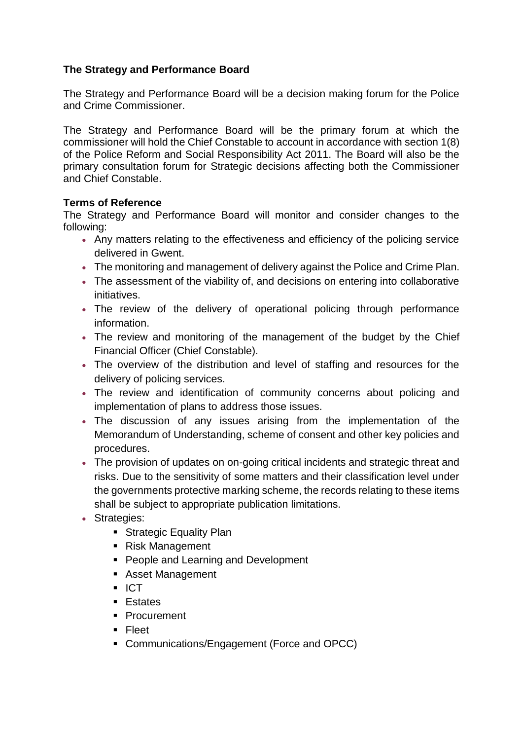## The Strategy and Performance Board

The Strategy and Performance Board will be a decision making forum for the Police and Crime Commissioner.

The Strategy and Performance Board will be the primary forum at which the commissioner will hold the Chief Constable to account in accordance with section 1(8) of the Police Reform and Social Responsibility Act 2011. The Board will also be the primary consultation forum for Strategic decisions affecting both the Commissioner and Chief Constable.

### Terms of Reference

The Strategy and Performance Board will monitor and consider changes to the following:

- Any matters relating to the effectiveness and efficiency of the policing service delivered in Gwent.
- The monitoring and management of delivery against the Police and Crime Plan.
- The assessment of the viability of, and decisions on entering into collaborative initiatives.
- The review of the delivery of operational policing through performance information.
- The review and monitoring of the management of the budget by the Chief Financial Officer (Chief Constable).
- The overview of the distribution and level of staffing and resources for the delivery of policing services.
- The review and identification of community concerns about policing and implementation of plans to address those issues.
- The discussion of any issues arising from the implementation of the Memorandum of Understanding, scheme of consent and other key policies and procedures.
- The provision of updates on on-going critical incidents and strategic threat and risks. Due to the sensitivity of some matters and their classification level under the governments protective marking scheme, the records relating to these items shall be subject to appropriate publication limitations.
- Strategies:
  - Strategic Equality Plan
  - Risk Management
  - People and Learning and Development
  - Asset Management
  - ICT
  - Estates
  - Procurement
  - Fleet
  - Communications/Engagement (Force and OPCC)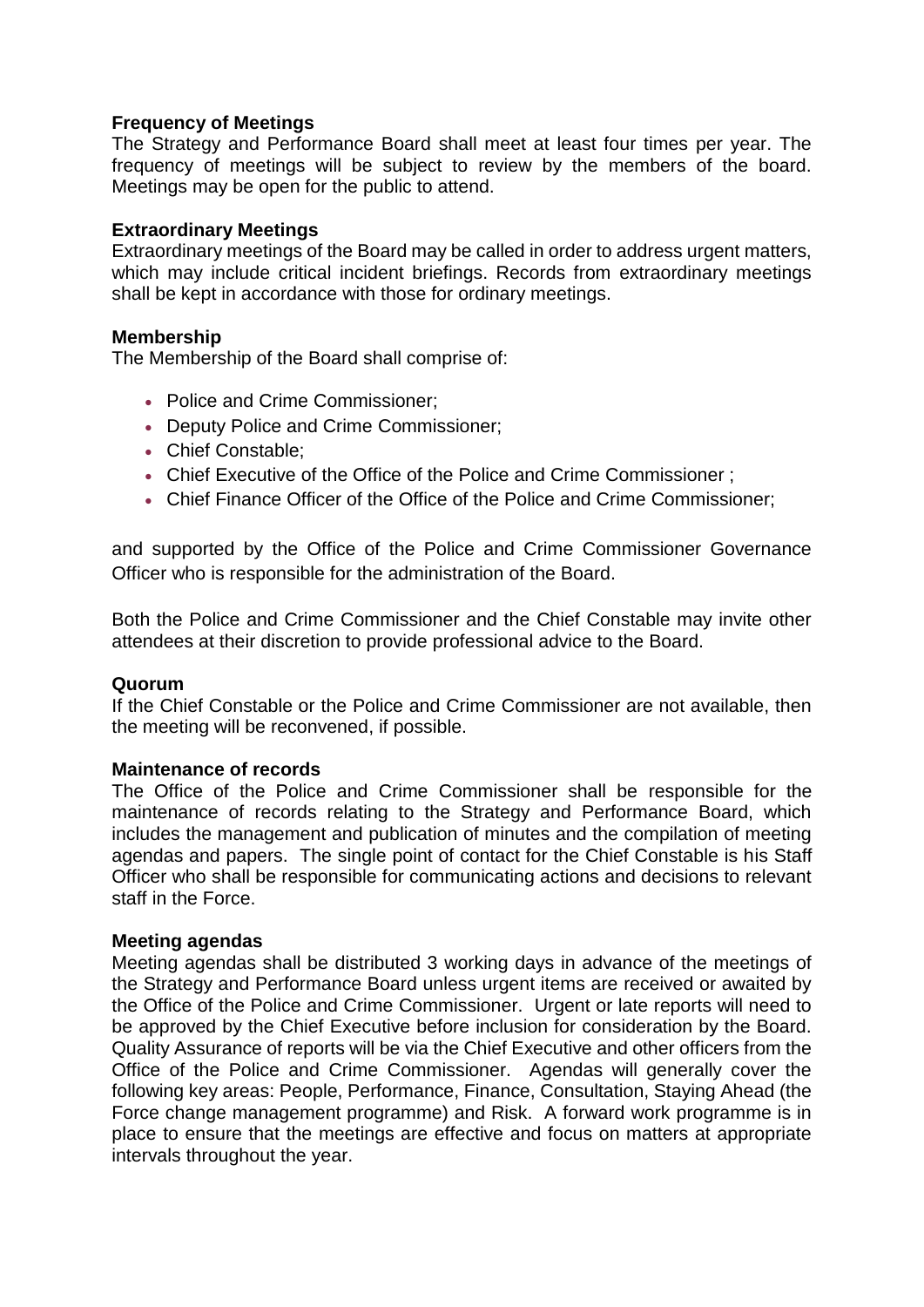**Frequency of Meetings**

The Strategy and Performance Board shall meet at least four times per year. The frequency of meetings will be subject to review by the members of the board. Meetings may be open for the public to attend.

**Extraordinary Meetings**

Extraordinary meetings of the Board may be called in order to address urgent matters, which may include critical incident briefings. Records from extraordinary meetings shall be kept in accordance with those for ordinary meetings.

**Membership**

The Membership of the Board shall comprise of:

- Police and Crime Commissioner;
- Deputy Police and Crime Commissioner;
- Chief Constable;
- Chief Executive of the Office of the Police and Crime Commissioner ;
- Chief Finance Officer of the Office of the Police and Crime Commissioner;

and supported by the Office of the Police and Crime Commissioner Governance Officer who is responsible for the administration of the Board.

Both the Police and Crime Commissioner and the Chief Constable may invite other attendees at their discretion to provide professional advice to the Board.

**Quorum**

If the Chief Constable or the Police and Crime Commissioner are not available, then the meeting will be reconvened, if possible.

**Maintenance of records**

The Office of the Police and Crime Commissioner shall be responsible for the maintenance of records relating to the Strategy and Performance Board, which includes the management and publication of minutes and the compilation of meeting agendas and papers. The single point of contact for the Chief Constable is his Staff Officer who shall be responsible for communicating actions and decisions to relevant staff in the Force.

**Meeting agendas**

Meeting agendas shall be distributed 3 working days in advance of the meetings of the Strategy and Performance Board unless urgent items are received or awaited by the Office of the Police and Crime Commissioner. Urgent or late reports will need to be approved by the Chief Executive before inclusion for consideration by the Board. Quality Assurance of reports will be via the Chief Executive and other officers from the Office of the Police and Crime Commissioner. Agendas will generally cover the following key areas: People, Performance, Finance, Consultation, Staying Ahead (the Force change management programme) and Risk. A forward work programme is in place to ensure that the meetings are effective and focus on matters at appropriate intervals throughout the year.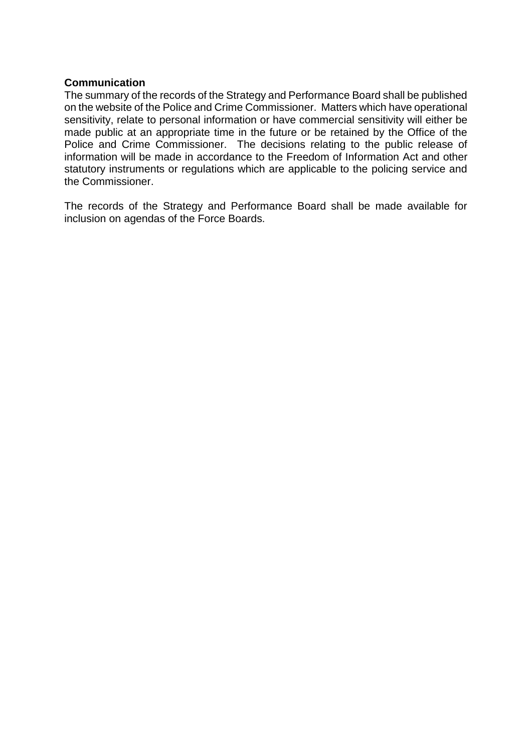**Communication**

The summary of the records of the Strategy and Performance Board shall be published on the website of the Police and Crime Commissioner. Matters which have operational sensitivity, relate to personal information or have commercial sensitivity will either be made public at an appropriate time in the future or be retained by the Office of the Police and Crime Commissioner. The decisions relating to the public release of information will be made in accordance to the Freedom of Information Act and other statutory instruments or regulations which are applicable to the policing service and the Commissioner.

The records of the Strategy and Performance Board shall be made available for inclusion on agendas of the Force Boards.